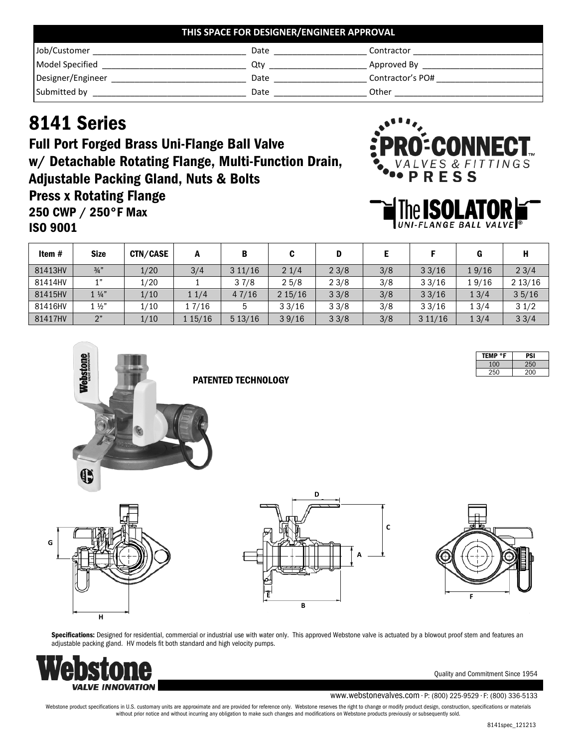| THIS SPACE FOR DESIGNER/ENGINEER APPROVAL | | | | | |
|---|---|---|---|---|---|
| Job/Customer | | Date | | Contractor | |
| Model Specified | | Qty | | Approved By | |
| Designer/Engineer | | Date | | Contractor's PO# | |
| Submitted by | | Date | | Other | |

# 8141 Series

## Full Port Forged Brass Uni-Flange Ball Valve w/ Detachable Rotating Flange, Multi-Function Drain, Adjustable Packing Gland, Nuts & Bolts

## Press x Rotating Flange

### 250 CWP / 250°F Max

### ISO 9001

PRO-CONNECT™ VALVES & FITTINGS PRESS

The ISOLATOR® UNI-FLANGE BALL VALVE

| Item # | Size | CTN/CASE | A | B | C | D | E | F | G | H |
|---|---|---|---|---|---|---|---|---|---|---|
| 81413HV | ¾" | 1/20 | 3/4 | 3 11/16 | 2 1/4 | 2 3/8 | 3/8 | 3 3/16 | 1 9/16 | 2 3/4 |
| 81414HV | 1" | 1/20 | 1 | 3 7/8 | 2 5/8 | 2 3/8 | 3/8 | 3 3/16 | 1 9/16 | 2 13/16 |
| 81415HV | 1 ¼" | 1/10 | 1 1/4 | 4 7/16 | 2 15/16 | 3 3/8 | 3/8 | 3 3/16 | 1 3/4 | 3 5/16 |
| 81416HV | 1 ½" | 1/10 | 1 7/16 | 5 | 3 3/16 | 3 3/8 | 3/8 | 3 3/16 | 1 3/4 | 3 1/2 |
| 81417HV | 2" | 1/10 | 1 15/16 | 5 13/16 | 3 9/16 | 3 3/8 | 3/8 | 3 11/16 | 1 3/4 | 3 3/4 |

PATENTED TECHNOLOGY

| TEMP °F | PSI |
|---|---|
| 100 | 250 |
| 250 | 200 |

**Specifications:** Designed for residential, commercial or industrial use with water only. This approved Webstone valve is actuated by a blowout proof stem and features an adjustable packing gland. HV models fit both standard and high velocity pumps.

Webstone VALVE INNOVATION

Quality and Commitment Since 1954

www.webstonevalves.com · P: (800) 225-9529 · F: (800) 336-5133

Webstone product specifications in U.S. customary units are approximate and are provided for reference only. Webstone reserves the right to change or modify product design, construction, specifications or materials without prior notice and without incurring any obligation to make such changes and modifications on Webstone products previously or subsequently sold.

8141spec_121213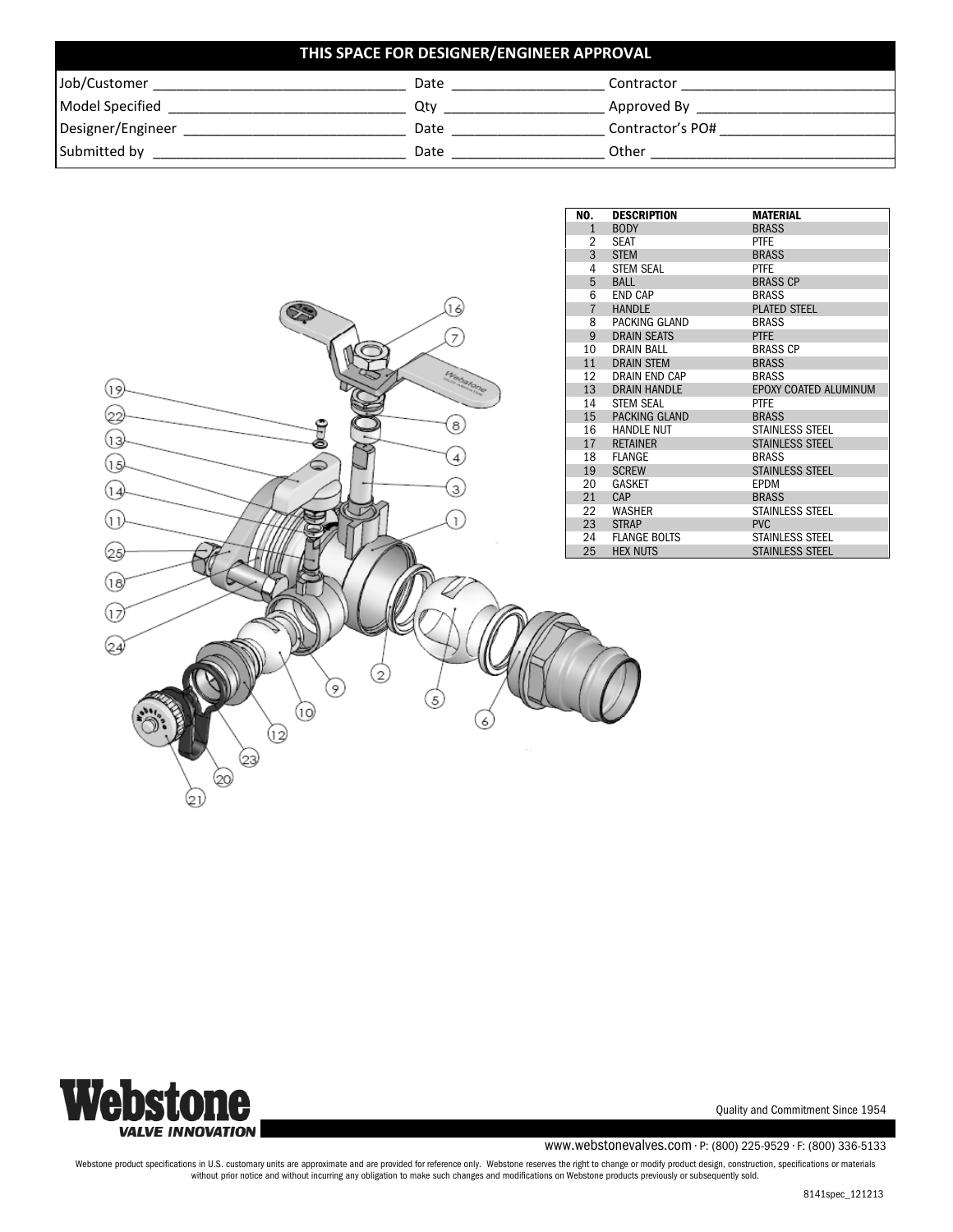## THIS SPACE FOR DESIGNER/ENGINEER APPROVAL

| | | |
|---|---|---|
| Job/Customer ______________________________ | Date __________________ | Contractor __________________________ |
| Model Specified ____________________________ | Qty __________________ | Approved By _________________________ |
| Designer/Engineer __________________________ | Date __________________ | Contractor's PO# _____________________ |
| Submitted by ______________________________ | Date __________________ | Other _______________________________ |

| NO. | DESCRIPTION | MATERIAL |
|---|---|---|
| 1 | BODY | BRASS |
| 2 | SEAT | PTFE |
| 3 | STEM | BRASS |
| 4 | STEM SEAL | PTFE |
| 5 | BALL | BRASS CP |
| 6 | END CAP | BRASS |
| 7 | HANDLE | PLATED STEEL |
| 8 | PACKING GLAND | BRASS |
| 9 | DRAIN SEATS | PTFE |
| 10 | DRAIN BALL | BRASS CP |
| 11 | DRAIN STEM | BRASS |
| 12 | DRAIN END CAP | BRASS |
| 13 | DRAIN HANDLE | EPOXY COATED ALUMINUM |
| 14 | STEM SEAL | PTFE |
| 15 | PACKING GLAND | BRASS |
| 16 | HANDLE NUT | STAINLESS STEEL |
| 17 | RETAINER | STAINLESS STEEL |
| 18 | FLANGE | BRASS |
| 19 | SCREW | STAINLESS STEEL |
| 20 | GASKET | EPDM |
| 21 | CAP | BRASS |
| 22 | WASHER | STAINLESS STEEL |
| 23 | STRAP | PVC |
| 24 | FLANGE BOLTS | STAINLESS STEEL |
| 25 | HEX NUTS | STAINLESS STEEL |

Webstone VALVE INNOVATION

Quality and Commitment Since 1954

www.webstonevalves.com · P: (800) 225-9529 · F: (800) 336-5133

Webstone product specifications in U.S. customary units are approximate and are provided for reference only. Webstone reserves the right to change or modify product design, construction, specifications or materials without prior notice and without incurring any obligation to make such changes and modifications on Webstone products previously or subsequently sold.

8141spec_121213